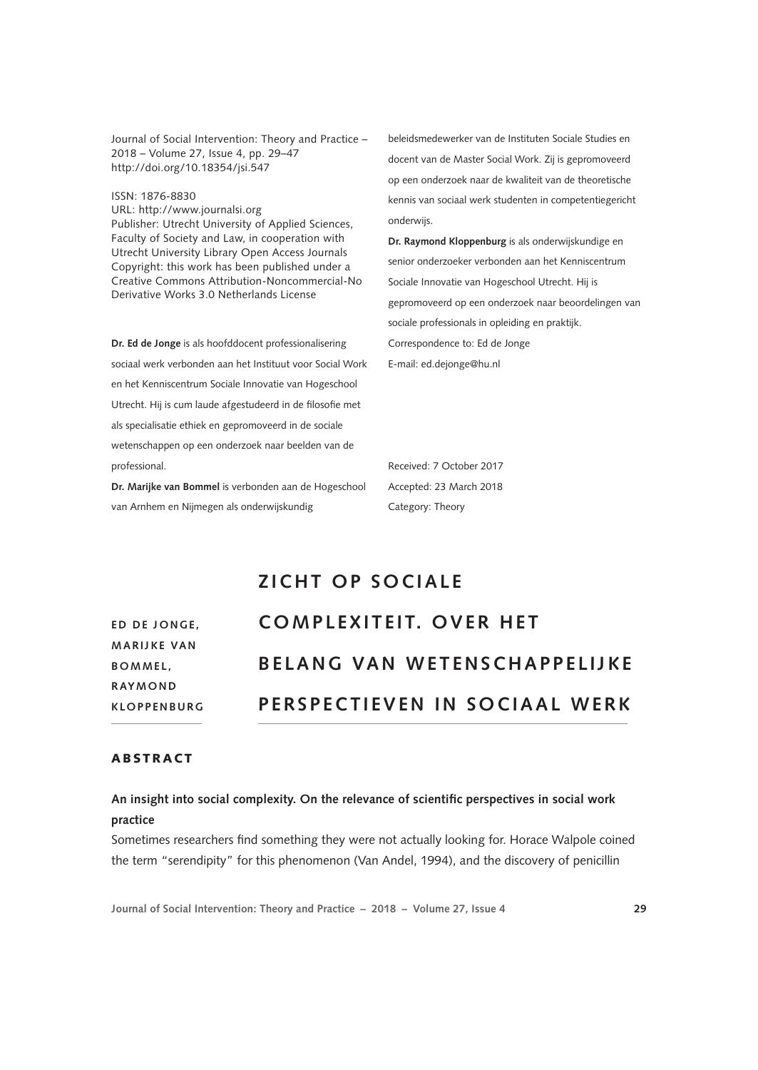Journal of Social Intervention: Theory and Practice – 2018 – Volume 27, Issue 4, pp. 29–47
http://doi.org/10.18354/jsi.547

ISSN: 1876-8830
URL: http://www.journalsi.org
Publisher: Utrecht University of Applied Sciences, Faculty of Society and Law, in cooperation with Utrecht University Library Open Access Journals
Copyright: this work has been published under a Creative Commons Attribution-Noncommercial-No Derivative Works 3.0 Netherlands License

**Dr. Ed de Jonge** is als hoofddocent professionalisering sociaal werk verbonden aan het Instituut voor Social Work en het Kenniscentrum Sociale Innovatie van Hogeschool Utrecht. Hij is cum laude afgestudeerd in de filosofie met als specialisatie ethiek en gepromoveerd in de sociale wetenschappen op een onderzoek naar beelden van de professional.

**Dr. Marijke van Bommel** is verbonden aan de Hogeschool van Arnhem en Nijmegen als onderwijskundig beleidsmedewerker van de Instituten Sociale Studies en docent van de Master Social Work. Zij is gepromoveerd op een onderzoek naar de kwaliteit van de theoretische kennis van sociaal werk studenten in competentiegericht onderwijs.

**Dr. Raymond Kloppenburg** is als onderwijskundige en senior onderzoeker verbonden aan het Kenniscentrum Sociale Innovatie van Hogeschool Utrecht. Hij is gepromoveerd op een onderzoek naar beoordelingen van sociale professionals in opleiding en praktijk.

Correspondence to: Ed de Jonge
E-mail: ed.dejonge@hu.nl

Received: 7 October 2017
Accepted: 23 March 2018
Category: Theory

# ZICHT OP SOCIALE COMPLEXITEIT. OVER HET BELANG VAN WETENSCHAPPELIJKE PERSPECTIEVEN IN SOCIAAL WERK

ED DE JONGE, MARIJKE VAN BOMMEL, RAYMOND KLOPPENBURG

## ABSTRACT

**An insight into social complexity. On the relevance of scientific perspectives in social work practice**

Sometimes researchers find something they were not actually looking for. Horace Walpole coined the term "serendipity" for this phenomenon (Van Andel, 1994), and the discovery of penicillin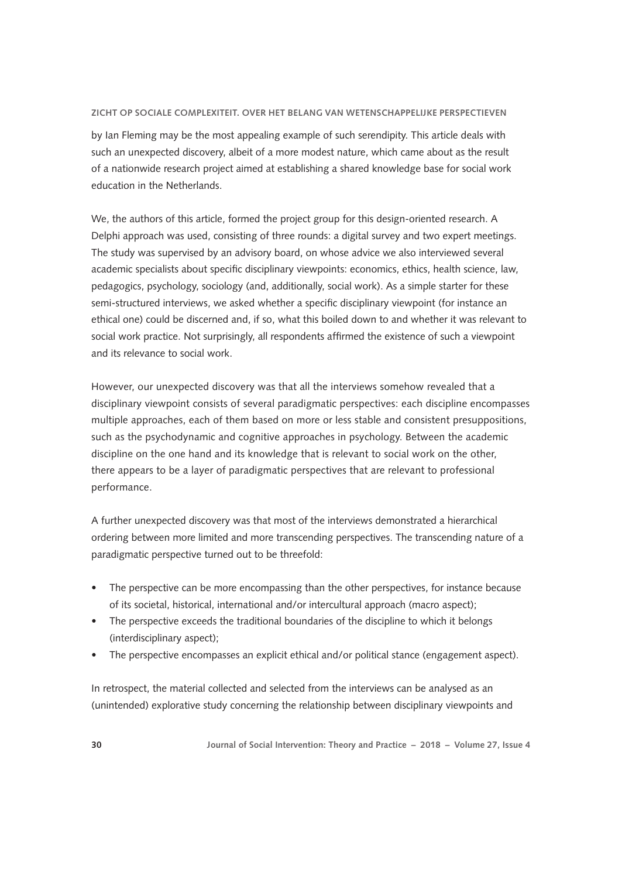by Ian Fleming may be the most appealing example of such serendipity. This article deals with such an unexpected discovery, albeit of a more modest nature, which came about as the result of a nationwide research project aimed at establishing a shared knowledge base for social work education in the Netherlands.

We, the authors of this article, formed the project group for this design-oriented research. A Delphi approach was used, consisting of three rounds: a digital survey and two expert meetings. The study was supervised by an advisory board, on whose advice we also interviewed several academic specialists about specific disciplinary viewpoints: economics, ethics, health science, law, pedagogics, psychology, sociology (and, additionally, social work). As a simple starter for these semi-structured interviews, we asked whether a specific disciplinary viewpoint (for instance an ethical one) could be discerned and, if so, what this boiled down to and whether it was relevant to social work practice. Not surprisingly, all respondents affirmed the existence of such a viewpoint and its relevance to social work.

However, our unexpected discovery was that all the interviews somehow revealed that a disciplinary viewpoint consists of several paradigmatic perspectives: each discipline encompasses multiple approaches, each of them based on more or less stable and consistent presuppositions, such as the psychodynamic and cognitive approaches in psychology. Between the academic discipline on the one hand and its knowledge that is relevant to social work on the other, there appears to be a layer of paradigmatic perspectives that are relevant to professional performance.

A further unexpected discovery was that most of the interviews demonstrated a hierarchical ordering between more limited and more transcending perspectives. The transcending nature of a paradigmatic perspective turned out to be threefold:

- The perspective can be more encompassing than the other perspectives, for instance because of its societal, historical, international and/or intercultural approach (macro aspect);
- The perspective exceeds the traditional boundaries of the discipline to which it belongs (interdisciplinary aspect);
- The perspective encompasses an explicit ethical and/or political stance (engagement aspect).

In retrospect, the material collected and selected from the interviews can be analysed as an (unintended) explorative study concerning the relationship between disciplinary viewpoints and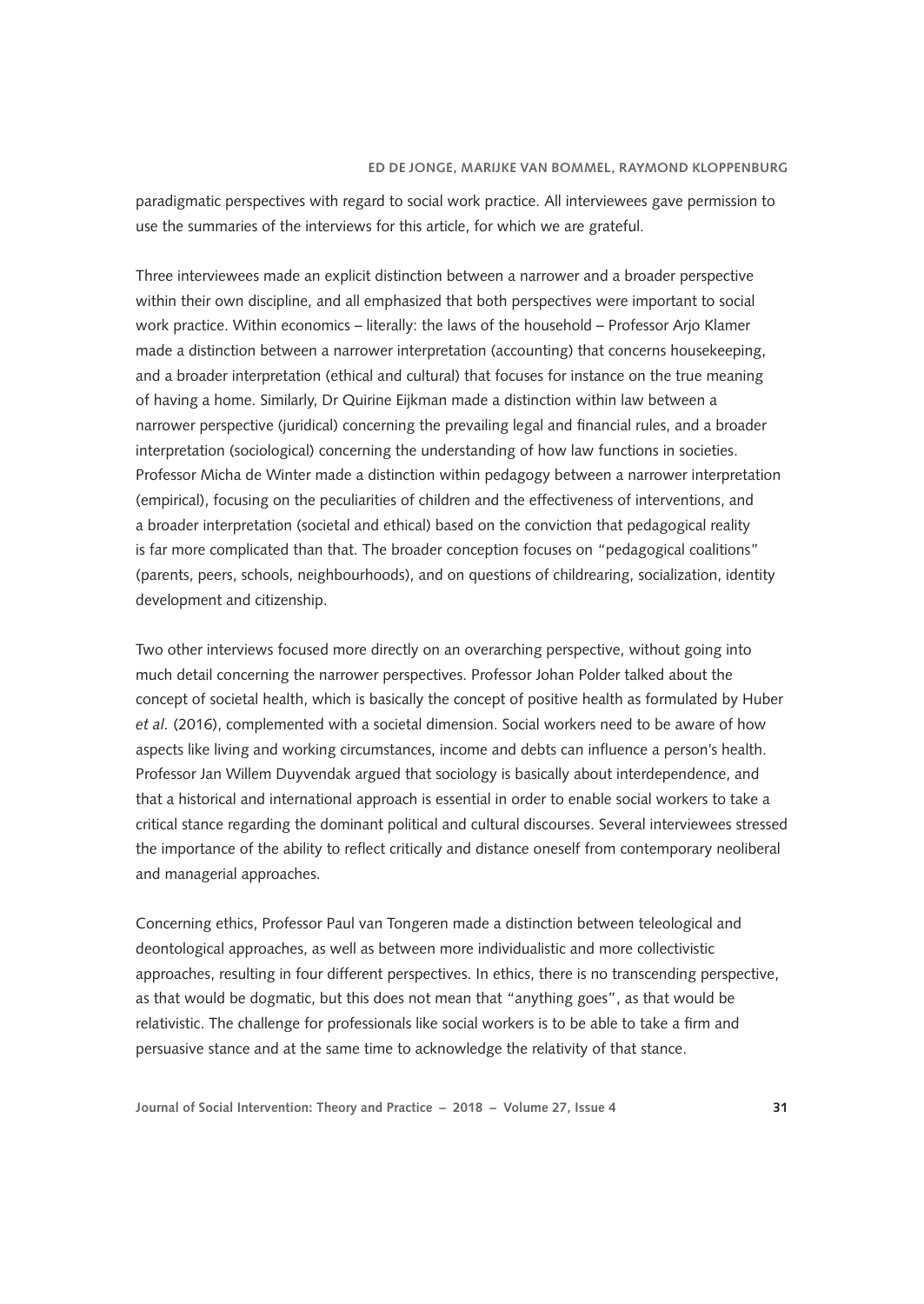paradigmatic perspectives with regard to social work practice. All interviewees gave permission to use the summaries of the interviews for this article, for which we are grateful.

Three interviewees made an explicit distinction between a narrower and a broader perspective within their own discipline, and all emphasized that both perspectives were important to social work practice. Within economics – literally: the laws of the household – Professor Arjo Klamer made a distinction between a narrower interpretation (accounting) that concerns housekeeping, and a broader interpretation (ethical and cultural) that focuses for instance on the true meaning of having a home. Similarly, Dr Quirine Eijkman made a distinction within law between a narrower perspective (juridical) concerning the prevailing legal and financial rules, and a broader interpretation (sociological) concerning the understanding of how law functions in societies. Professor Micha de Winter made a distinction within pedagogy between a narrower interpretation (empirical), focusing on the peculiarities of children and the effectiveness of interventions, and a broader interpretation (societal and ethical) based on the conviction that pedagogical reality is far more complicated than that. The broader conception focuses on "pedagogical coalitions" (parents, peers, schools, neighbourhoods), and on questions of childrearing, socialization, identity development and citizenship.

Two other interviews focused more directly on an overarching perspective, without going into much detail concerning the narrower perspectives. Professor Johan Polder talked about the concept of societal health, which is basically the concept of positive health as formulated by Huber *et al.* (2016), complemented with a societal dimension. Social workers need to be aware of how aspects like living and working circumstances, income and debts can influence a person's health. Professor Jan Willem Duyvendak argued that sociology is basically about interdependence, and that a historical and international approach is essential in order to enable social workers to take a critical stance regarding the dominant political and cultural discourses. Several interviewees stressed the importance of the ability to reflect critically and distance oneself from contemporary neoliberal and managerial approaches.

Concerning ethics, Professor Paul van Tongeren made a distinction between teleological and deontological approaches, as well as between more individualistic and more collectivistic approaches, resulting in four different perspectives. In ethics, there is no transcending perspective, as that would be dogmatic, but this does not mean that "anything goes", as that would be relativistic. The challenge for professionals like social workers is to be able to take a firm and persuasive stance and at the same time to acknowledge the relativity of that stance.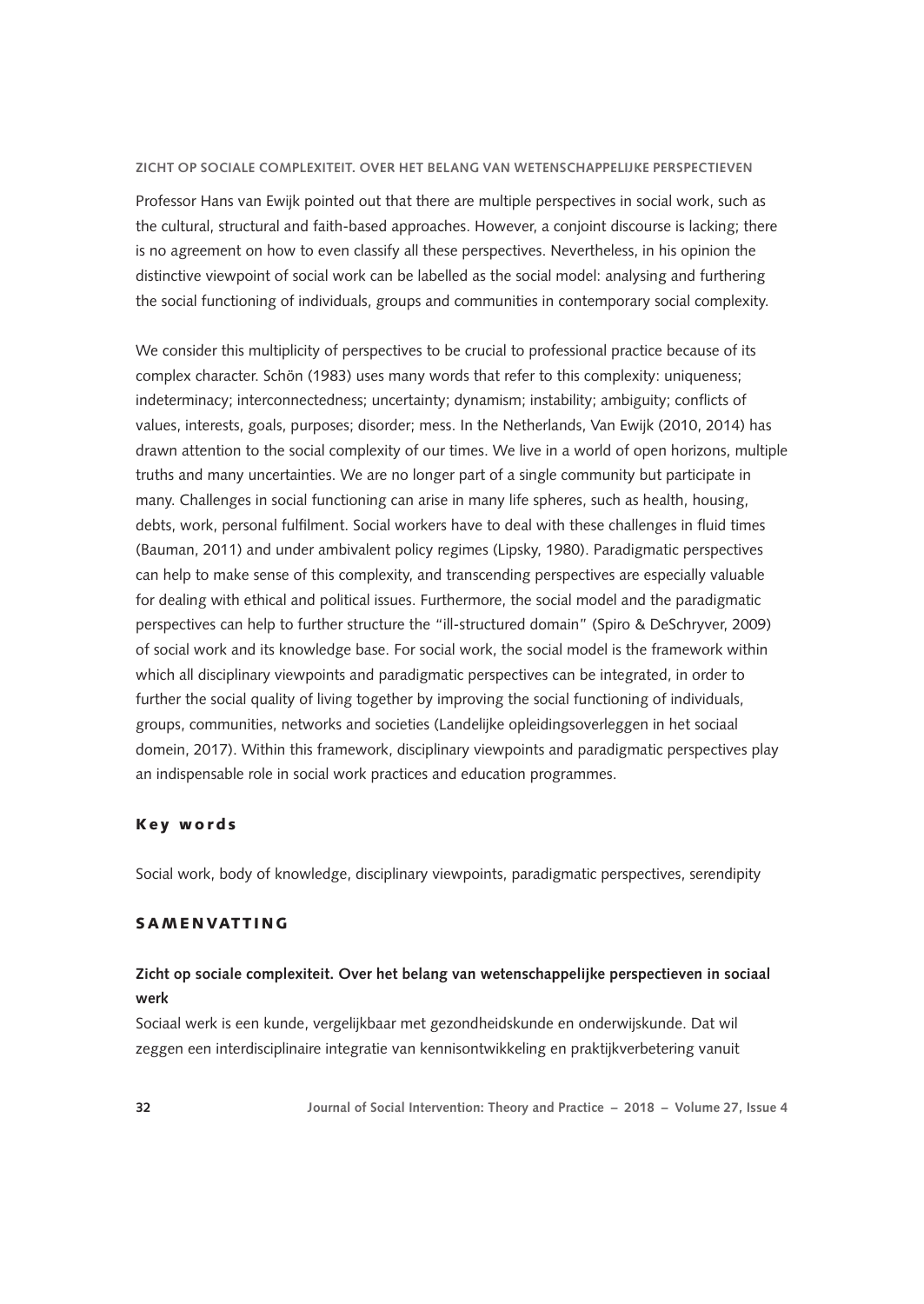Professor Hans van Ewijk pointed out that there are multiple perspectives in social work, such as the cultural, structural and faith-based approaches. However, a conjoint discourse is lacking; there is no agreement on how to even classify all these perspectives. Nevertheless, in his opinion the distinctive viewpoint of social work can be labelled as the social model: analysing and furthering the social functioning of individuals, groups and communities in contemporary social complexity.

We consider this multiplicity of perspectives to be crucial to professional practice because of its complex character. Schön (1983) uses many words that refer to this complexity: uniqueness; indeterminacy; interconnectedness; uncertainty; dynamism; instability; ambiguity; conflicts of values, interests, goals, purposes; disorder; mess. In the Netherlands, Van Ewijk (2010, 2014) has drawn attention to the social complexity of our times. We live in a world of open horizons, multiple truths and many uncertainties. We are no longer part of a single community but participate in many. Challenges in social functioning can arise in many life spheres, such as health, housing, debts, work, personal fulfilment. Social workers have to deal with these challenges in fluid times (Bauman, 2011) and under ambivalent policy regimes (Lipsky, 1980). Paradigmatic perspectives can help to make sense of this complexity, and transcending perspectives are especially valuable for dealing with ethical and political issues. Furthermore, the social model and the paradigmatic perspectives can help to further structure the "ill-structured domain" (Spiro & DeSchryver, 2009) of social work and its knowledge base. For social work, the social model is the framework within which all disciplinary viewpoints and paradigmatic perspectives can be integrated, in order to further the social quality of living together by improving the social functioning of individuals, groups, communities, networks and societies (Landelijke opleidingsoverleggen in het sociaal domein, 2017). Within this framework, disciplinary viewpoints and paradigmatic perspectives play an indispensable role in social work practices and education programmes.

## Key words

Social work, body of knowledge, disciplinary viewpoints, paradigmatic perspectives, serendipity

## SAMENVATTING

### Zicht op sociale complexiteit. Over het belang van wetenschappelijke perspectieven in sociaal werk

Sociaal werk is een kunde, vergelijkbaar met gezondheidskunde en onderwijskunde. Dat wil zeggen een interdisciplinaire integratie van kennisontwikkeling en praktijkverbetering vanuit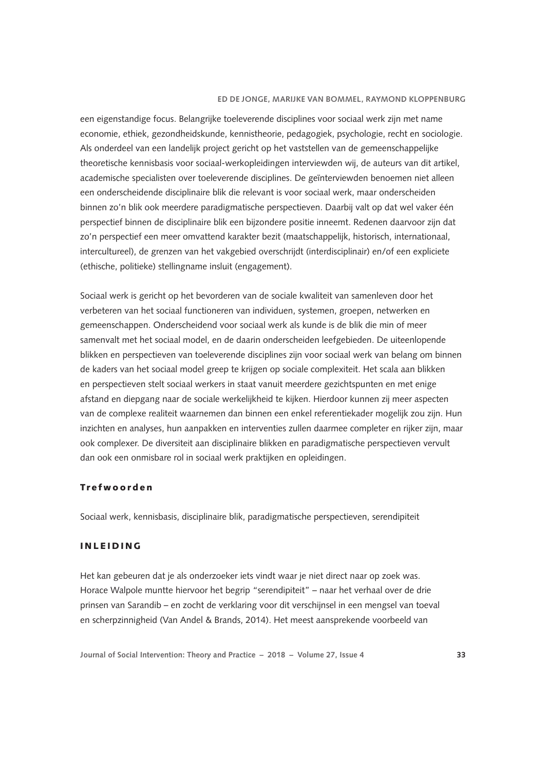een eigenstandige focus. Belangrijke toeleverende disciplines voor sociaal werk zijn met name economie, ethiek, gezondheidskunde, kennistheorie, pedagogiek, psychologie, recht en sociologie. Als onderdeel van een landelijk project gericht op het vaststellen van de gemeenschappelijke theoretische kennisbasis voor sociaal-werkopleidingen interviewden wij, de auteurs van dit artikel, academische specialisten over toeleverende disciplines. De geïnterviewden benoemen niet alleen een onderscheidende disciplinaire blik die relevant is voor sociaal werk, maar onderscheiden binnen zo'n blik ook meerdere paradigmatische perspectieven. Daarbij valt op dat wel vaker één perspectief binnen de disciplinaire blik een bijzondere positie inneemt. Redenen daarvoor zijn dat zo'n perspectief een meer omvattend karakter bezit (maatschappelijk, historisch, internationaal, intercultureel), de grenzen van het vakgebied overschrijdt (interdisciplinair) en/of een expliciete (ethische, politieke) stellingname insluit (engagement).

Sociaal werk is gericht op het bevorderen van de sociale kwaliteit van samenleven door het verbeteren van het sociaal functioneren van individuen, systemen, groepen, netwerken en gemeenschappen. Onderscheidend voor sociaal werk als kunde is de blik die min of meer samenvalt met het sociaal model, en de daarin onderscheiden leefgebieden. De uiteenlopende blikken en perspectieven van toeleverende disciplines zijn voor sociaal werk van belang om binnen de kaders van het sociaal model greep te krijgen op sociale complexiteit. Het scala aan blikken en perspectieven stelt sociaal werkers in staat vanuit meerdere gezichtspunten en met enige afstand en diepgang naar de sociale werkelijkheid te kijken. Hierdoor kunnen zij meer aspecten van de complexe realiteit waarnemen dan binnen een enkel referentiekader mogelijk zou zijn. Hun inzichten en analyses, hun aanpakken en interventies zullen daarmee completer en rijker zijn, maar ook complexer. De diversiteit aan disciplinaire blikken en paradigmatische perspectieven vervult dan ook een onmisbare rol in sociaal werk praktijken en opleidingen.

### Trefwoorden

Sociaal werk, kennisbasis, disciplinaire blik, paradigmatische perspectieven, serendipiteit

## INLEIDING

Het kan gebeuren dat je als onderzoeker iets vindt waar je niet direct naar op zoek was. Horace Walpole muntte hiervoor het begrip "serendipiteit" – naar het verhaal over de drie prinsen van Sarandib – en zocht de verklaring voor dit verschijnsel in een mengsel van toeval en scherpzinnigheid (Van Andel & Brands, 2014). Het meest aansprekende voorbeeld van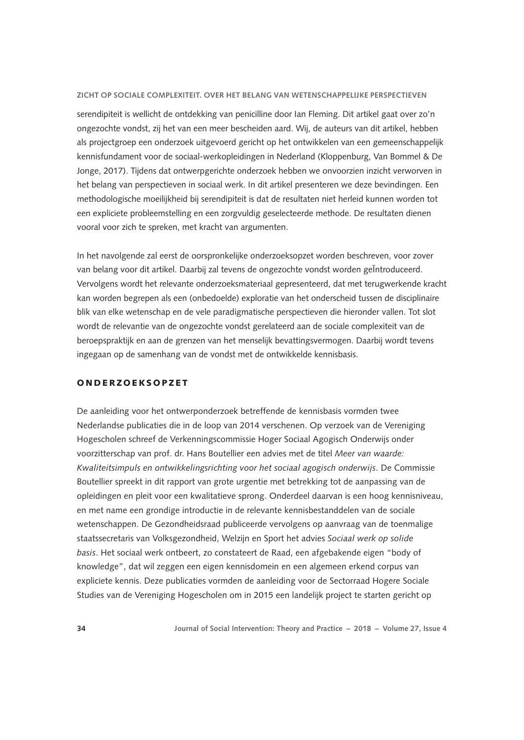serendipiteit is wellicht de ontdekking van penicilline door Ian Fleming. Dit artikel gaat over zo'n ongezochte vondst, zij het van een meer bescheiden aard. Wij, de auteurs van dit artikel, hebben als projectgroep een onderzoek uitgevoerd gericht op het ontwikkelen van een gemeenschappelijk kennisfundament voor de sociaal-werkopleidingen in Nederland (Kloppenburg, Van Bommel & De Jonge, 2017). Tijdens dat ontwerpgerichte onderzoek hebben we onvoorzien inzicht verworven in het belang van perspectieven in sociaal werk. In dit artikel presenteren we deze bevindingen. Een methodologische moeilijkheid bij serendipiteit is dat de resultaten niet herleid kunnen worden tot een expliciete probleemstelling en een zorgvuldig geselecteerde methode. De resultaten dienen vooral voor zich te spreken, met kracht van argumenten.

In het navolgende zal eerst de oorspronkelijke onderzoeksopzet worden beschreven, voor zover van belang voor dit artikel. Daarbij zal tevens de ongezochte vondst worden geÏntroduceerd. Vervolgens wordt het relevante onderzoeksmateriaal gepresenteerd, dat met terugwerkende kracht kan worden begrepen als een (onbedoelde) exploratie van het onderscheid tussen de disciplinaire blik van elke wetenschap en de vele paradigmatische perspectieven die hieronder vallen. Tot slot wordt de relevantie van de ongezochte vondst gerelateerd aan de sociale complexiteit van de beroepspraktijk en aan de grenzen van het menselijk bevattingsvermogen. Daarbij wordt tevens ingegaan op de samenhang van de vondst met de ontwikkelde kennisbasis.

## ONDERZOEKSOPZET

De aanleiding voor het ontwerponderzoek betreffende de kennisbasis vormden twee Nederlandse publicaties die in de loop van 2014 verschenen. Op verzoek van de Vereniging Hogescholen schreef de Verkenningscommissie Hoger Sociaal Agogisch Onderwijs onder voorzitterschap van prof. dr. Hans Boutellier een advies met de titel *Meer van waarde: Kwaliteitsimpuls en ontwikkelingsrichting voor het sociaal agogisch onderwijs*. De Commissie Boutellier spreekt in dit rapport van grote urgentie met betrekking tot de aanpassing van de opleidingen en pleit voor een kwalitatieve sprong. Onderdeel daarvan is een hoog kennisniveau, en met name een grondige introductie in de relevante kennisbestanddelen van de sociale wetenschappen. De Gezondheidsraad publiceerde vervolgens op aanvraag van de toenmalige staatssecretaris van Volksgezondheid, Welzijn en Sport het advies *Sociaal werk op solide basis*. Het sociaal werk ontbeert, zo constateert de Raad, een afgebakende eigen "body of knowledge", dat wil zeggen een eigen kennisdomein en een algemeen erkend corpus van expliciete kennis. Deze publicaties vormden de aanleiding voor de Sectorraad Hogere Sociale Studies van de Vereniging Hogescholen om in 2015 een landelijk project te starten gericht op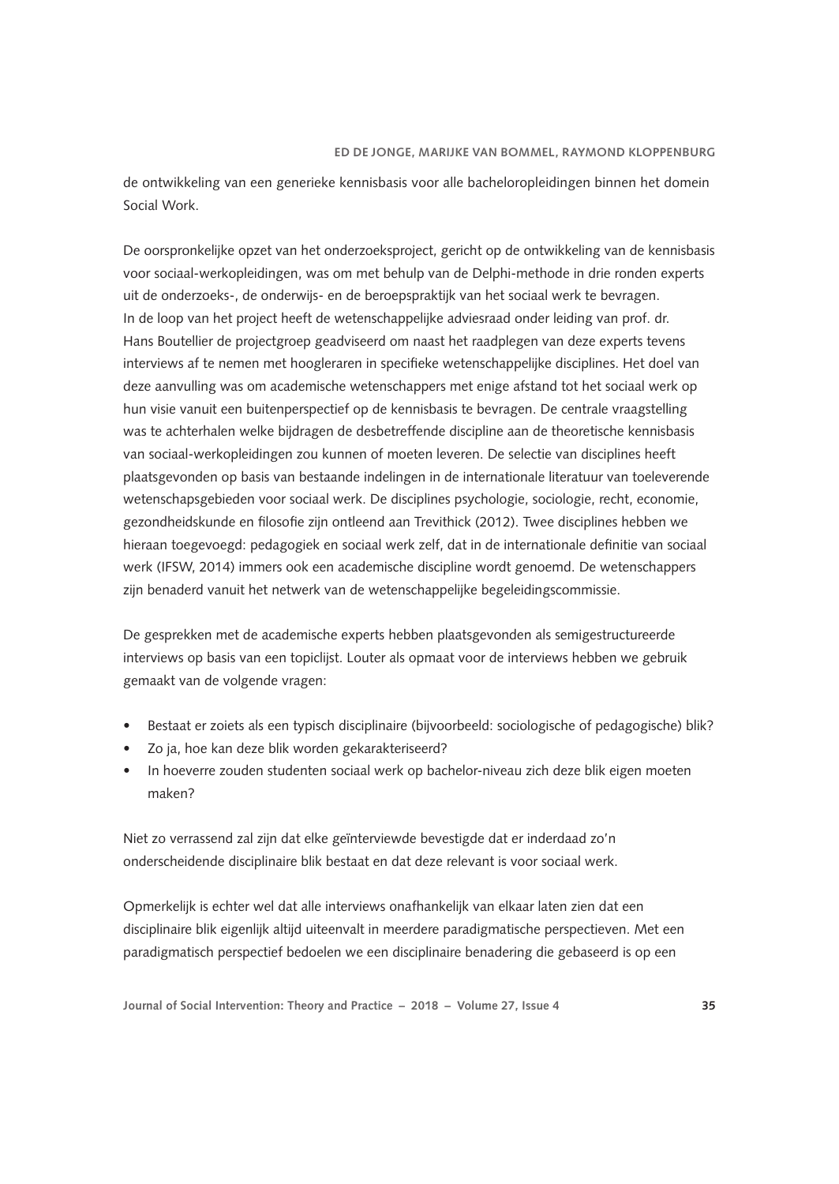de ontwikkeling van een generieke kennisbasis voor alle bacheloropleidingen binnen het domein Social Work.

De oorspronkelijke opzet van het onderzoeksproject, gericht op de ontwikkeling van de kennisbasis voor sociaal-werkopleidingen, was om met behulp van de Delphi-methode in drie ronden experts uit de onderzoeks-, de onderwijs- en de beroepspraktijk van het sociaal werk te bevragen. In de loop van het project heeft de wetenschappelijke adviesraad onder leiding van prof. dr. Hans Boutellier de projectgroep geadviseerd om naast het raadplegen van deze experts tevens interviews af te nemen met hoogleraren in specifieke wetenschappelijke disciplines. Het doel van deze aanvulling was om academische wetenschappers met enige afstand tot het sociaal werk op hun visie vanuit een buitenperspectief op de kennisbasis te bevragen. De centrale vraagstelling was te achterhalen welke bijdragen de desbetreffende discipline aan de theoretische kennisbasis van sociaal-werkopleidingen zou kunnen of moeten leveren. De selectie van disciplines heeft plaatsgevonden op basis van bestaande indelingen in de internationale literatuur van toeleverende wetenschapsgebieden voor sociaal werk. De disciplines psychologie, sociologie, recht, economie, gezondheidskunde en filosofie zijn ontleend aan Trevithick (2012). Twee disciplines hebben we hieraan toegevoegd: pedagogiek en sociaal werk zelf, dat in de internationale definitie van sociaal werk (IFSW, 2014) immers ook een academische discipline wordt genoemd. De wetenschappers zijn benaderd vanuit het netwerk van de wetenschappelijke begeleidingscommissie.

De gesprekken met de academische experts hebben plaatsgevonden als semigestructureerde interviews op basis van een topiclijst. Louter als opmaat voor de interviews hebben we gebruik gemaakt van de volgende vragen:

- Bestaat er zoiets als een typisch disciplinaire (bijvoorbeeld: sociologische of pedagogische) blik?
- Zo ja, hoe kan deze blik worden gekarakteriseerd?
- In hoeverre zouden studenten sociaal werk op bachelor-niveau zich deze blik eigen moeten maken?

Niet zo verrassend zal zijn dat elke geïnterviewde bevestigde dat er inderdaad zo'n onderscheidende disciplinaire blik bestaat en dat deze relevant is voor sociaal werk.

Opmerkelijk is echter wel dat alle interviews onafhankelijk van elkaar laten zien dat een disciplinaire blik eigenlijk altijd uiteenvalt in meerdere paradigmatische perspectieven. Met een paradigmatisch perspectief bedoelen we een disciplinaire benadering die gebaseerd is op een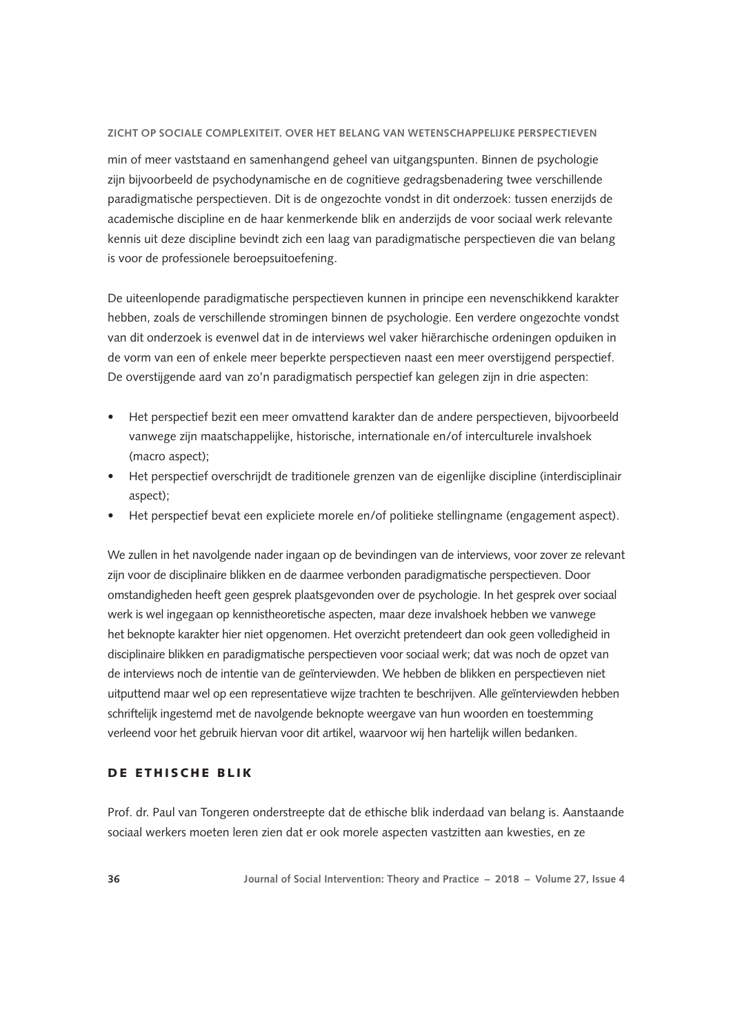min of meer vaststaand en samenhangend geheel van uitgangspunten. Binnen de psychologie zijn bijvoorbeeld de psychodynamische en de cognitieve gedragsbenadering twee verschillende paradigmatische perspectieven. Dit is de ongezochte vondst in dit onderzoek: tussen enerzijds de academische discipline en de haar kenmerkende blik en anderzijds de voor sociaal werk relevante kennis uit deze discipline bevindt zich een laag van paradigmatische perspectieven die van belang is voor de professionele beroepsuitoefening.

De uiteenlopende paradigmatische perspectieven kunnen in principe een nevenschikkend karakter hebben, zoals de verschillende stromingen binnen de psychologie. Een verdere ongezochte vondst van dit onderzoek is evenwel dat in de interviews wel vaker hiërarchische ordeningen opduiken in de vorm van een of enkele meer beperkte perspectieven naast een meer overstijgend perspectief. De overstijgende aard van zo'n paradigmatisch perspectief kan gelegen zijn in drie aspecten:

- Het perspectief bezit een meer omvattend karakter dan de andere perspectieven, bijvoorbeeld vanwege zijn maatschappelijke, historische, internationale en/of interculturele invalshoek (macro aspect);
- Het perspectief overschrijdt de traditionele grenzen van de eigenlijke discipline (interdisciplinair aspect);
- Het perspectief bevat een expliciete morele en/of politieke stellingname (engagement aspect).

We zullen in het navolgende nader ingaan op de bevindingen van de interviews, voor zover ze relevant zijn voor de disciplinaire blikken en de daarmee verbonden paradigmatische perspectieven. Door omstandigheden heeft geen gesprek plaatsgevonden over de psychologie. In het gesprek over sociaal werk is wel ingegaan op kennistheoretische aspecten, maar deze invalshoek hebben we vanwege het beknopte karakter hier niet opgenomen. Het overzicht pretendeert dan ook geen volledigheid in disciplinaire blikken en paradigmatische perspectieven voor sociaal werk; dat was noch de opzet van de interviews noch de intentie van de geïnterviewden. We hebben de blikken en perspectieven niet uitputtend maar wel op een representatieve wijze trachten te beschrijven. Alle geïnterviewden hebben schriftelijk ingestemd met de navolgende beknopte weergave van hun woorden en toestemming verleend voor het gebruik hiervan voor dit artikel, waarvoor wij hen hartelijk willen bedanken.

## DE ETHISCHE BLIK

Prof. dr. Paul van Tongeren onderstreepte dat de ethische blik inderdaad van belang is. Aanstaande sociaal werkers moeten leren zien dat er ook morele aspecten vastzitten aan kwesties, en ze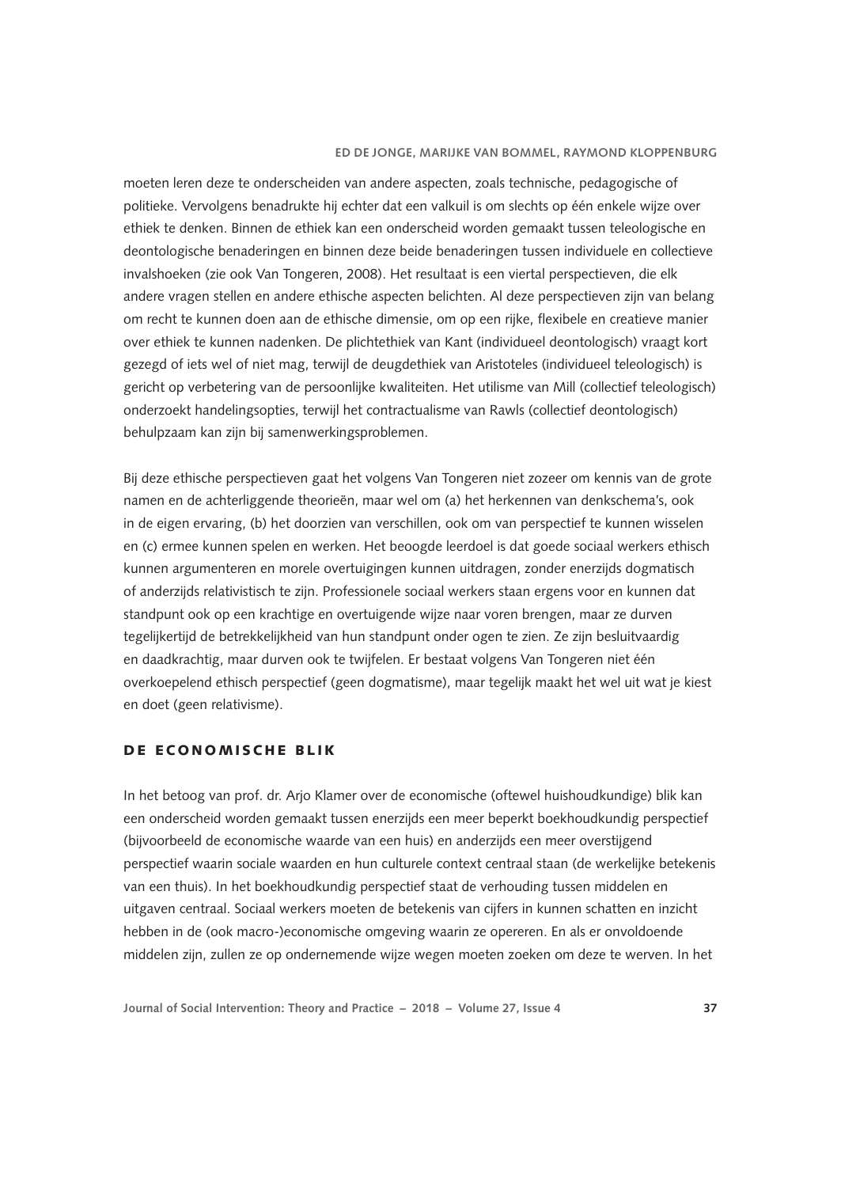moeten leren deze te onderscheiden van andere aspecten, zoals technische, pedagogische of politieke. Vervolgens benadrukte hij echter dat een valkuil is om slechts op één enkele wijze over ethiek te denken. Binnen de ethiek kan een onderscheid worden gemaakt tussen teleologische en deontologische benaderingen en binnen deze beide benaderingen tussen individuele en collectieve invalshoeken (zie ook Van Tongeren, 2008). Het resultaat is een viertal perspectieven, die elk andere vragen stellen en andere ethische aspecten belichten. Al deze perspectieven zijn van belang om recht te kunnen doen aan de ethische dimensie, om op een rijke, flexibele en creatieve manier over ethiek te kunnen nadenken. De plichtethiek van Kant (individueel deontologisch) vraagt kort gezegd of iets wel of niet mag, terwijl de deugdethiek van Aristoteles (individueel teleologisch) is gericht op verbetering van de persoonlijke kwaliteiten. Het utilisme van Mill (collectief teleologisch) onderzoekt handelingsopties, terwijl het contractualisme van Rawls (collectief deontologisch) behulpzaam kan zijn bij samenwerkingsproblemen.

Bij deze ethische perspectieven gaat het volgens Van Tongeren niet zozeer om kennis van de grote namen en de achterliggende theorieën, maar wel om (a) het herkennen van denkschema's, ook in de eigen ervaring, (b) het doorzien van verschillen, ook om van perspectief te kunnen wisselen en (c) ermee kunnen spelen en werken. Het beoogde leerdoel is dat goede sociaal werkers ethisch kunnen argumenteren en morele overtuigingen kunnen uitdragen, zonder enerzijds dogmatisch of anderzijds relativistisch te zijn. Professionele sociaal werkers staan ergens voor en kunnen dat standpunt ook op een krachtige en overtuigende wijze naar voren brengen, maar ze durven tegelijkertijd de betrekkelijkheid van hun standpunt onder ogen te zien. Ze zijn besluitvaardig en daadkrachtig, maar durven ook te twijfelen. Er bestaat volgens Van Tongeren niet één overkoepelend ethisch perspectief (geen dogmatisme), maar tegelijk maakt het wel uit wat je kiest en doet (geen relativisme).

## DE ECONOMISCHE BLIK

In het betoog van prof. dr. Arjo Klamer over de economische (oftewel huishoudkundige) blik kan een onderscheid worden gemaakt tussen enerzijds een meer beperkt boekhoudkundig perspectief (bijvoorbeeld de economische waarde van een huis) en anderzijds een meer overstijgend perspectief waarin sociale waarden en hun culturele context centraal staan (de werkelijke betekenis van een thuis). In het boekhoudkundig perspectief staat de verhouding tussen middelen en uitgaven centraal. Sociaal werkers moeten de betekenis van cijfers in kunnen schatten en inzicht hebben in de (ook macro-)economische omgeving waarin ze opereren. En als er onvoldoende middelen zijn, zullen ze op ondernemende wijze wegen moeten zoeken om deze te werven. In het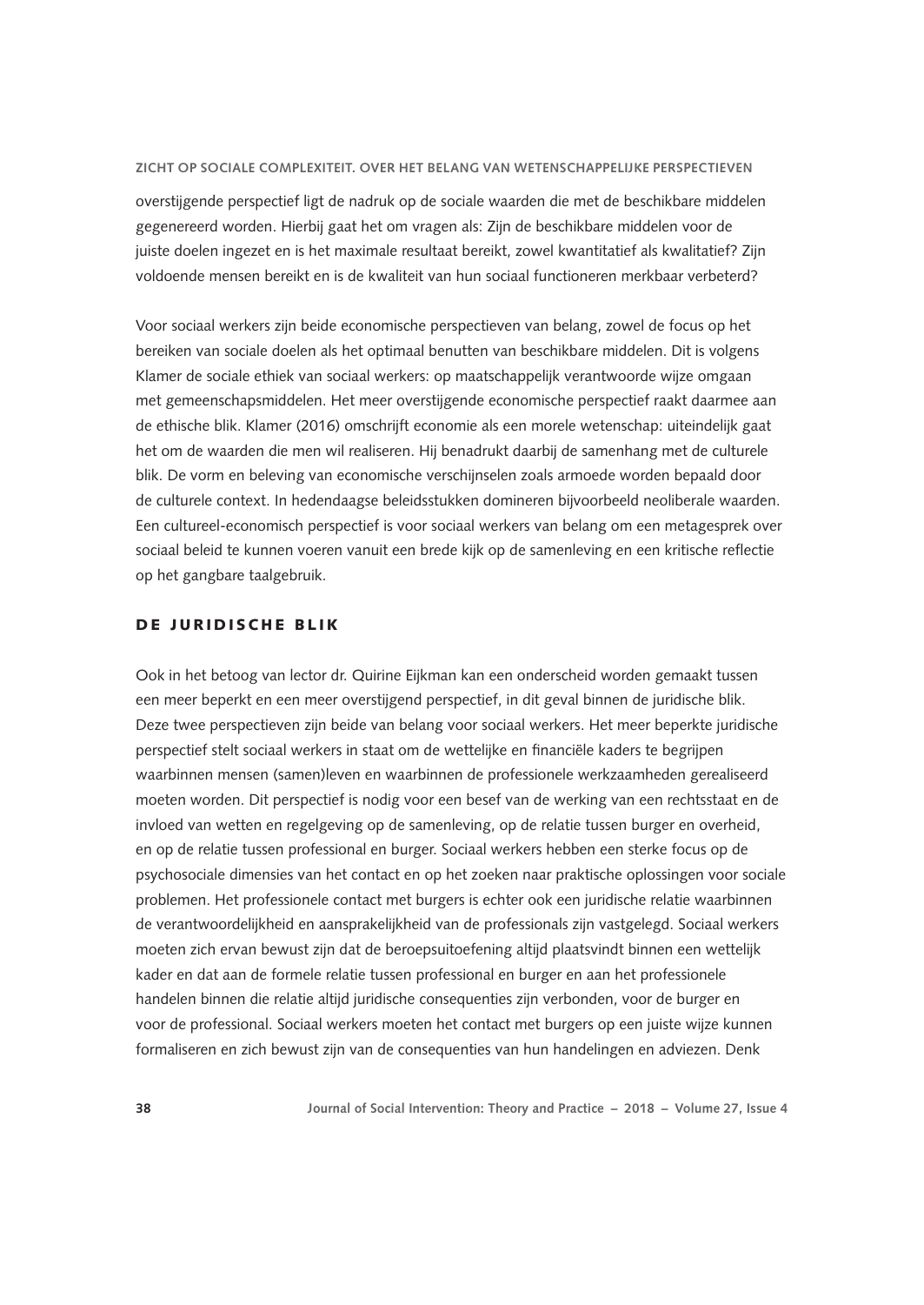overstijgende perspectief ligt de nadruk op de sociale waarden die met de beschikbare middelen gegenereerd worden. Hierbij gaat het om vragen als: Zijn de beschikbare middelen voor de juiste doelen ingezet en is het maximale resultaat bereikt, zowel kwantitatief als kwalitatief? Zijn voldoende mensen bereikt en is de kwaliteit van hun sociaal functioneren merkbaar verbeterd?

Voor sociaal werkers zijn beide economische perspectieven van belang, zowel de focus op het bereiken van sociale doelen als het optimaal benutten van beschikbare middelen. Dit is volgens Klamer de sociale ethiek van sociaal werkers: op maatschappelijk verantwoorde wijze omgaan met gemeenschapsmiddelen. Het meer overstijgende economische perspectief raakt daarmee aan de ethische blik. Klamer (2016) omschrijft economie als een morele wetenschap: uiteindelijk gaat het om de waarden die men wil realiseren. Hij benadrukt daarbij de samenhang met de culturele blik. De vorm en beleving van economische verschijnselen zoals armoede worden bepaald door de culturele context. In hedendaagse beleidsstukken domineren bijvoorbeeld neoliberale waarden. Een cultureel-economisch perspectief is voor sociaal werkers van belang om een metagesprek over sociaal beleid te kunnen voeren vanuit een brede kijk op de samenleving en een kritische reflectie op het gangbare taalgebruik.

## De juridische blik

Ook in het betoog van lector dr. Quirine Eijkman kan een onderscheid worden gemaakt tussen een meer beperkt en een meer overstijgend perspectief, in dit geval binnen de juridische blik. Deze twee perspectieven zijn beide van belang voor sociaal werkers. Het meer beperkte juridische perspectief stelt sociaal werkers in staat om de wettelijke en financiële kaders te begrijpen waarbinnen mensen (samen)leven en waarbinnen de professionele werkzaamheden gerealiseerd moeten worden. Dit perspectief is nodig voor een besef van de werking van een rechtsstaat en de invloed van wetten en regelgeving op de samenleving, op de relatie tussen burger en overheid, en op de relatie tussen professional en burger. Sociaal werkers hebben een sterke focus op de psychosociale dimensies van het contact en op het zoeken naar praktische oplossingen voor sociale problemen. Het professionele contact met burgers is echter ook een juridische relatie waarbinnen de verantwoordelijkheid en aansprakelijkheid van de professionals zijn vastgelegd. Sociaal werkers moeten zich ervan bewust zijn dat de beroepsuitoefening altijd plaatsvindt binnen een wettelijk kader en dat aan de formele relatie tussen professional en burger en aan het professionele handelen binnen die relatie altijd juridische consequenties zijn verbonden, voor de burger en voor de professional. Sociaal werkers moeten het contact met burgers op een juiste wijze kunnen formaliseren en zich bewust zijn van de consequenties van hun handelingen en adviezen. Denk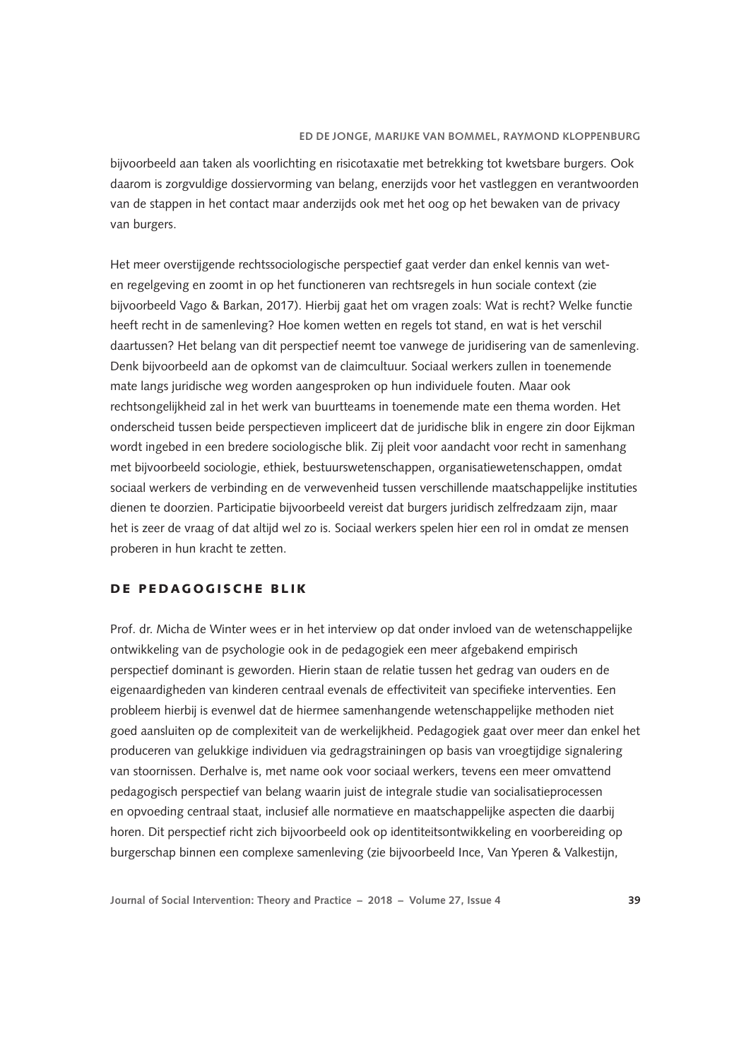bijvoorbeeld aan taken als voorlichting en risicotaxatie met betrekking tot kwetsbare burgers. Ook daarom is zorgvuldige dossiervorming van belang, enerzijds voor het vastleggen en verantwoorden van de stappen in het contact maar anderzijds ook met het oog op het bewaken van de privacy van burgers.

Het meer overstijgende rechtssociologische perspectief gaat verder dan enkel kennis van wet- en regelgeving en zoomt in op het functioneren van rechtsregels in hun sociale context (zie bijvoorbeeld Vago & Barkan, 2017). Hierbij gaat het om vragen zoals: Wat is recht? Welke functie heeft recht in de samenleving? Hoe komen wetten en regels tot stand, en wat is het verschil daartussen? Het belang van dit perspectief neemt toe vanwege de juridisering van de samenleving. Denk bijvoorbeeld aan de opkomst van de claimcultuur. Sociaal werkers zullen in toenemende mate langs juridische weg worden aangesproken op hun individuele fouten. Maar ook rechtsongelijkheid zal in het werk van buurtteams in toenemende mate een thema worden. Het onderscheid tussen beide perspectieven impliceert dat de juridische blik in engere zin door Eijkman wordt ingebed in een bredere sociologische blik. Zij pleit voor aandacht voor recht in samenhang met bijvoorbeeld sociologie, ethiek, bestuurswetenschappen, organisatiewetenschappen, omdat sociaal werkers de verbinding en de verwevenheid tussen verschillende maatschappelijke instituties dienen te doorzien. Participatie bijvoorbeeld vereist dat burgers juridisch zelfredzaam zijn, maar het is zeer de vraag of dat altijd wel zo is. Sociaal werkers spelen hier een rol in omdat ze mensen proberen in hun kracht te zetten.

## De pedagogische blik

Prof. dr. Micha de Winter wees er in het interview op dat onder invloed van de wetenschappelijke ontwikkeling van de psychologie ook in de pedagogiek een meer afgebakend empirisch perspectief dominant is geworden. Hierin staan de relatie tussen het gedrag van ouders en de eigenaardigheden van kinderen centraal evenals de effectiviteit van specifieke interventies. Een probleem hierbij is evenwel dat de hiermee samenhangende wetenschappelijke methoden niet goed aansluiten op de complexiteit van de werkelijkheid. Pedagogiek gaat over meer dan enkel het produceren van gelukkige individuen via gedragstrainingen op basis van vroegtijdige signalering van stoornissen. Derhalve is, met name ook voor sociaal werkers, tevens een meer omvattend pedagogisch perspectief van belang waarin juist de integrale studie van socialisatieprocessen en opvoeding centraal staat, inclusief alle normatieve en maatschappelijke aspecten die daarbij horen. Dit perspectief richt zich bijvoorbeeld ook op identiteitsontwikkeling en voorbereiding op burgerschap binnen een complexe samenleving (zie bijvoorbeeld Ince, Van Yperen & Valkestijn,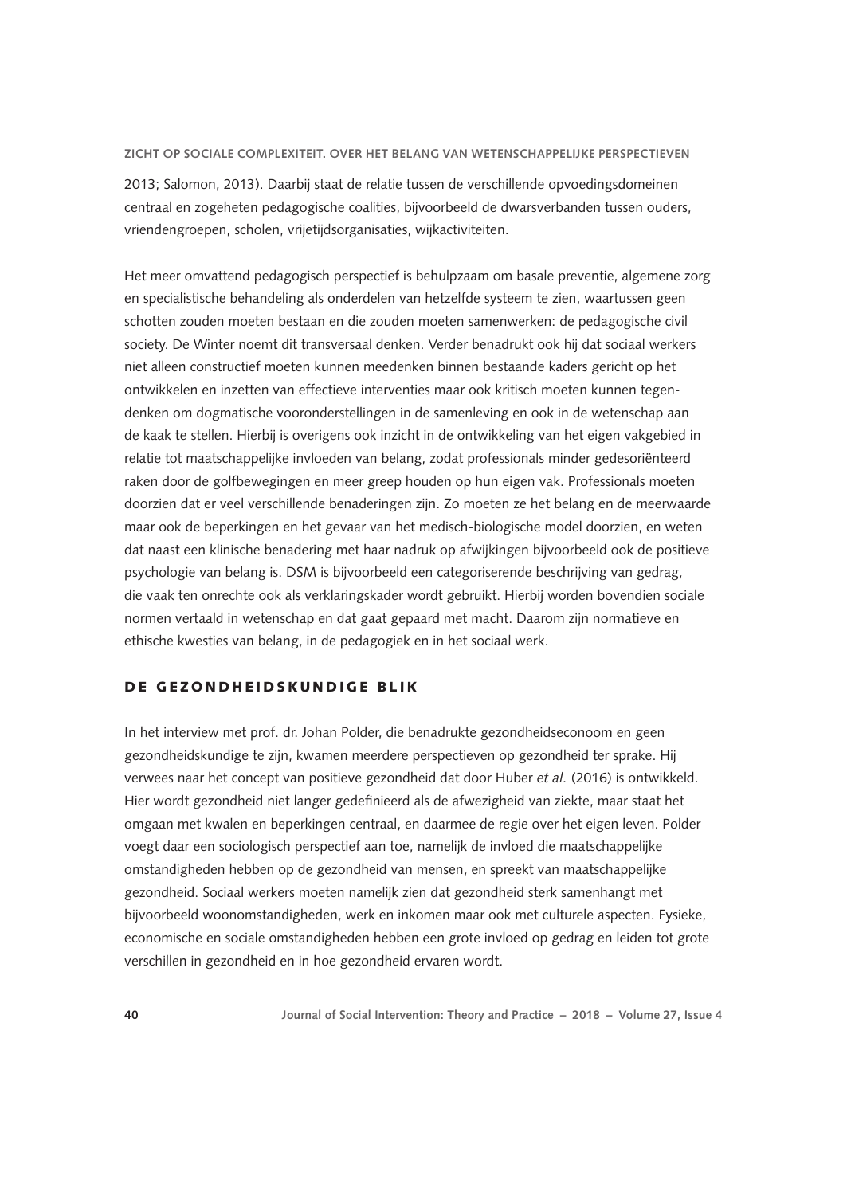2013; Salomon, 2013). Daarbij staat de relatie tussen de verschillende opvoedingsdomeinen centraal en zogeheten pedagogische coalities, bijvoorbeeld de dwarsverbanden tussen ouders, vriendengroepen, scholen, vrijetijdsorganisaties, wijkactiviteiten.

Het meer omvattend pedagogisch perspectief is behulpzaam om basale preventie, algemene zorg en specialistische behandeling als onderdelen van hetzelfde systeem te zien, waartussen geen schotten zouden moeten bestaan en die zouden moeten samenwerken: de pedagogische civil society. De Winter noemt dit transversaal denken. Verder benadrukt ook hij dat sociaal werkers niet alleen constructief moeten kunnen meedenken binnen bestaande kaders gericht op het ontwikkelen en inzetten van effectieve interventies maar ook kritisch moeten kunnen tegendenken om dogmatische vooronderstellingen in de samenleving en ook in de wetenschap aan de kaak te stellen. Hierbij is overigens ook inzicht in de ontwikkeling van het eigen vakgebied in relatie tot maatschappelijke invloeden van belang, zodat professionals minder gedesoriënteerd raken door de golfbewegingen en meer greep houden op hun eigen vak. Professionals moeten doorzien dat er veel verschillende benaderingen zijn. Zo moeten ze het belang en de meerwaarde maar ook de beperkingen en het gevaar van het medisch-biologische model doorzien, en weten dat naast een klinische benadering met haar nadruk op afwijkingen bijvoorbeeld ook de positieve psychologie van belang is. DSM is bijvoorbeeld een categoriserende beschrijving van gedrag, die vaak ten onrechte ook als verklaringskader wordt gebruikt. Hierbij worden bovendien sociale normen vertaald in wetenschap en dat gaat gepaard met macht. Daarom zijn normatieve en ethische kwesties van belang, in de pedagogiek en in het sociaal werk.

## De gezondheidskundige blik

In het interview met prof. dr. Johan Polder, die benadrukte gezondheidseconoom en geen gezondheidskundige te zijn, kwamen meerdere perspectieven op gezondheid ter sprake. Hij verwees naar het concept van positieve gezondheid dat door Huber *et al.* (2016) is ontwikkeld. Hier wordt gezondheid niet langer gedefinieerd als de afwezigheid van ziekte, maar staat het omgaan met kwalen en beperkingen centraal, en daarmee de regie over het eigen leven. Polder voegt daar een sociologisch perspectief aan toe, namelijk de invloed die maatschappelijke omstandigheden hebben op de gezondheid van mensen, en spreekt van maatschappelijke gezondheid. Sociaal werkers moeten namelijk zien dat gezondheid sterk samenhangt met bijvoorbeeld woonomstandigheden, werk en inkomen maar ook met culturele aspecten. Fysieke, economische en sociale omstandigheden hebben een grote invloed op gedrag en leiden tot grote verschillen in gezondheid en in hoe gezondheid ervaren wordt.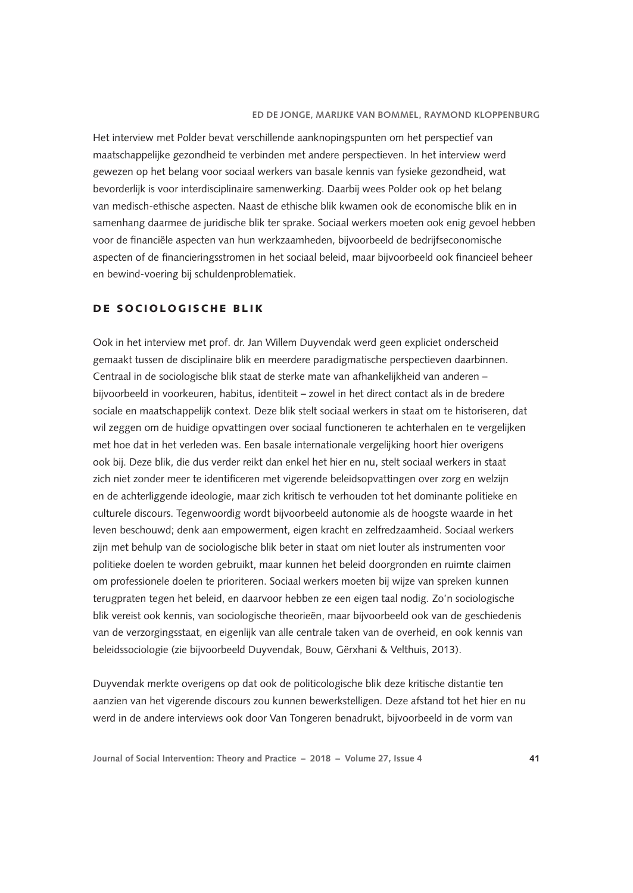Het interview met Polder bevat verschillende aanknopingspunten om het perspectief van maatschappelijke gezondheid te verbinden met andere perspectieven. In het interview werd gewezen op het belang voor sociaal werkers van basale kennis van fysieke gezondheid, wat bevorderlijk is voor interdisciplinaire samenwerking. Daarbij wees Polder ook op het belang van medisch-ethische aspecten. Naast de ethische blik kwamen ook de economische blik en in samenhang daarmee de juridische blik ter sprake. Sociaal werkers moeten ook enig gevoel hebben voor de financiële aspecten van hun werkzaamheden, bijvoorbeeld de bedrijfseconomische aspecten of de financieringsstromen in het sociaal beleid, maar bijvoorbeeld ook financieel beheer en bewind-voering bij schuldenproblematiek.

## De sociologische blik

Ook in het interview met prof. dr. Jan Willem Duyvendak werd geen expliciet onderscheid gemaakt tussen de disciplinaire blik en meerdere paradigmatische perspectieven daarbinnen. Centraal in de sociologische blik staat de sterke mate van afhankelijkheid van anderen – bijvoorbeeld in voorkeuren, habitus, identiteit – zowel in het direct contact als in de bredere sociale en maatschappelijk context. Deze blik stelt sociaal werkers in staat om te historiseren, dat wil zeggen om de huidige opvattingen over sociaal functioneren te achterhalen en te vergelijken met hoe dat in het verleden was. Een basale internationale vergelijking hoort hier overigens ook bij. Deze blik, die dus verder reikt dan enkel het hier en nu, stelt sociaal werkers in staat zich niet zonder meer te identificeren met vigerende beleidsopvattingen over zorg en welzijn en de achterliggende ideologie, maar zich kritisch te verhouden tot het dominante politieke en culturele discours. Tegenwoordig wordt bijvoorbeeld autonomie als de hoogste waarde in het leven beschouwd; denk aan empowerment, eigen kracht en zelfredzaamheid. Sociaal werkers zijn met behulp van de sociologische blik beter in staat om niet louter als instrumenten voor politieke doelen te worden gebruikt, maar kunnen het beleid doorgronden en ruimte claimen om professionele doelen te prioriteren. Sociaal werkers moeten bij wijze van spreken kunnen terugpraten tegen het beleid, en daarvoor hebben ze een eigen taal nodig. Zo'n sociologische blik vereist ook kennis, van sociologische theorieën, maar bijvoorbeeld ook van de geschiedenis van de verzorgingsstaat, en eigenlijk van alle centrale taken van de overheid, en ook kennis van beleidssociologie (zie bijvoorbeeld Duyvendak, Bouw, Gërxhani & Velthuis, 2013).

Duyvendak merkte overigens op dat ook de politicologische blik deze kritische distantie ten aanzien van het vigerende discours zou kunnen bewerkstelligen. Deze afstand tot het hier en nu werd in de andere interviews ook door Van Tongeren benadrukt, bijvoorbeeld in de vorm van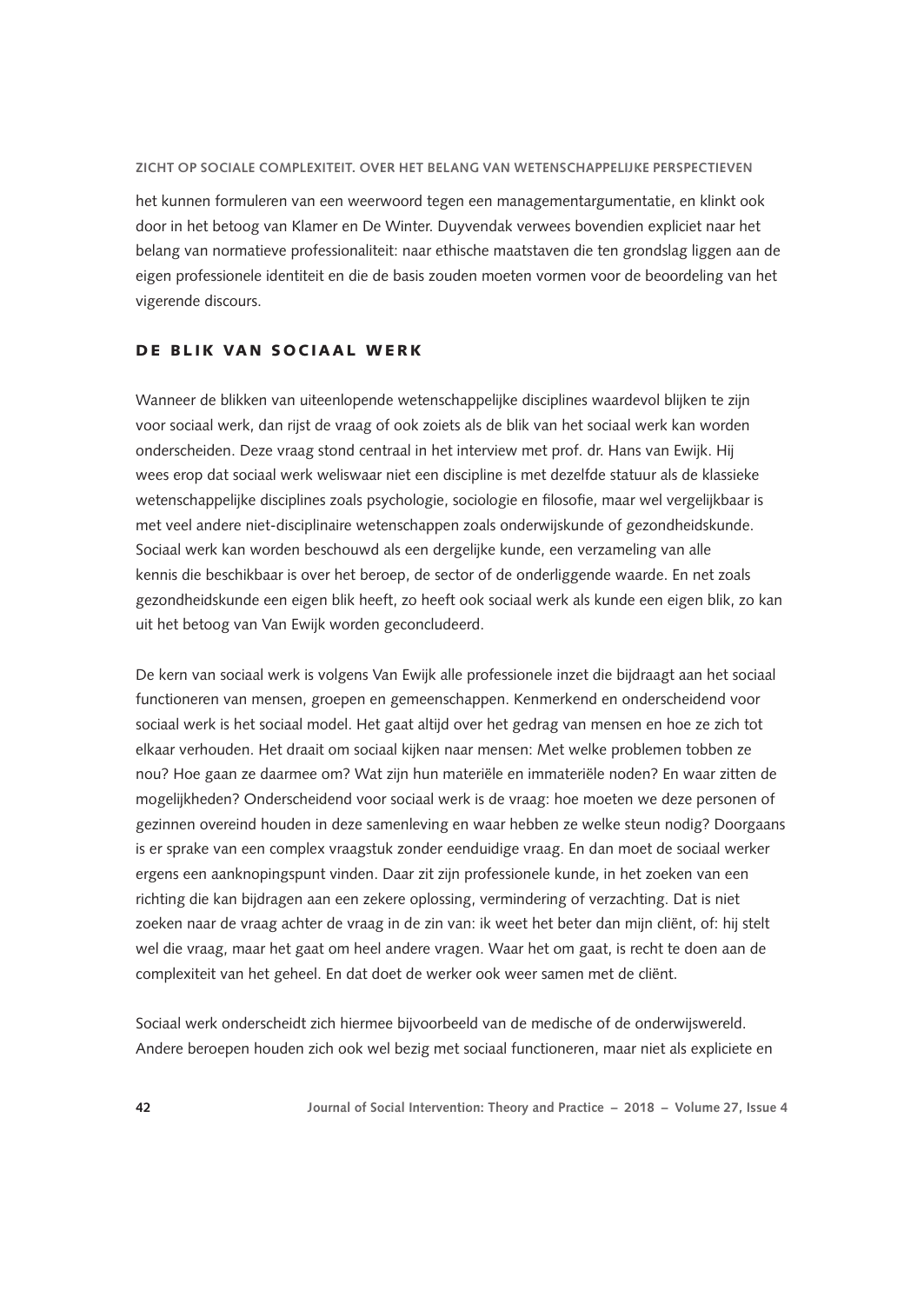het kunnen formuleren van een weerwoord tegen een managementargumentatie, en klinkt ook door in het betoog van Klamer en De Winter. Duyvendak verwees bovendien expliciet naar het belang van normatieve professionaliteit: naar ethische maatstaven die ten grondslag liggen aan de eigen professionele identiteit en die de basis zouden moeten vormen voor de beoordeling van het vigerende discours.

## DE BLIK VAN SOCIAAL WERK

Wanneer de blikken van uiteenlopende wetenschappelijke disciplines waardevol blijken te zijn voor sociaal werk, dan rijst de vraag of ook zoiets als de blik van het sociaal werk kan worden onderscheiden. Deze vraag stond centraal in het interview met prof. dr. Hans van Ewijk. Hij wees erop dat sociaal werk weliswaar niet een discipline is met dezelfde statuur als de klassieke wetenschappelijke disciplines zoals psychologie, sociologie en filosofie, maar wel vergelijkbaar is met veel andere niet-disciplinaire wetenschappen zoals onderwijskunde of gezondheidskunde. Sociaal werk kan worden beschouwd als een dergelijke kunde, een verzameling van alle kennis die beschikbaar is over het beroep, de sector of de onderliggende waarde. En net zoals gezondheidskunde een eigen blik heeft, zo heeft ook sociaal werk als kunde een eigen blik, zo kan uit het betoog van Van Ewijk worden geconcludeerd.

De kern van sociaal werk is volgens Van Ewijk alle professionele inzet die bijdraagt aan het sociaal functioneren van mensen, groepen en gemeenschappen. Kenmerkend en onderscheidend voor sociaal werk is het sociaal model. Het gaat altijd over het gedrag van mensen en hoe ze zich tot elkaar verhouden. Het draait om sociaal kijken naar mensen: Met welke problemen tobben ze nou? Hoe gaan ze daarmee om? Wat zijn hun materiële en immateriële noden? En waar zitten de mogelijkheden? Onderscheidend voor sociaal werk is de vraag: hoe moeten we deze personen of gezinnen overeind houden in deze samenleving en waar hebben ze welke steun nodig? Doorgaans is er sprake van een complex vraagstuk zonder eenduidige vraag. En dan moet de sociaal werker ergens een aanknopingspunt vinden. Daar zit zijn professionele kunde, in het zoeken van een richting die kan bijdragen aan een zekere oplossing, vermindering of verzachting. Dat is niet zoeken naar de vraag achter de vraag in de zin van: ik weet het beter dan mijn cliënt, of: hij stelt wel die vraag, maar het gaat om heel andere vragen. Waar het om gaat, is recht te doen aan de complexiteit van het geheel. En dat doet de werker ook weer samen met de cliënt.

Sociaal werk onderscheidt zich hiermee bijvoorbeeld van de medische of de onderwijswereld. Andere beroepen houden zich ook wel bezig met sociaal functioneren, maar niet als expliciete en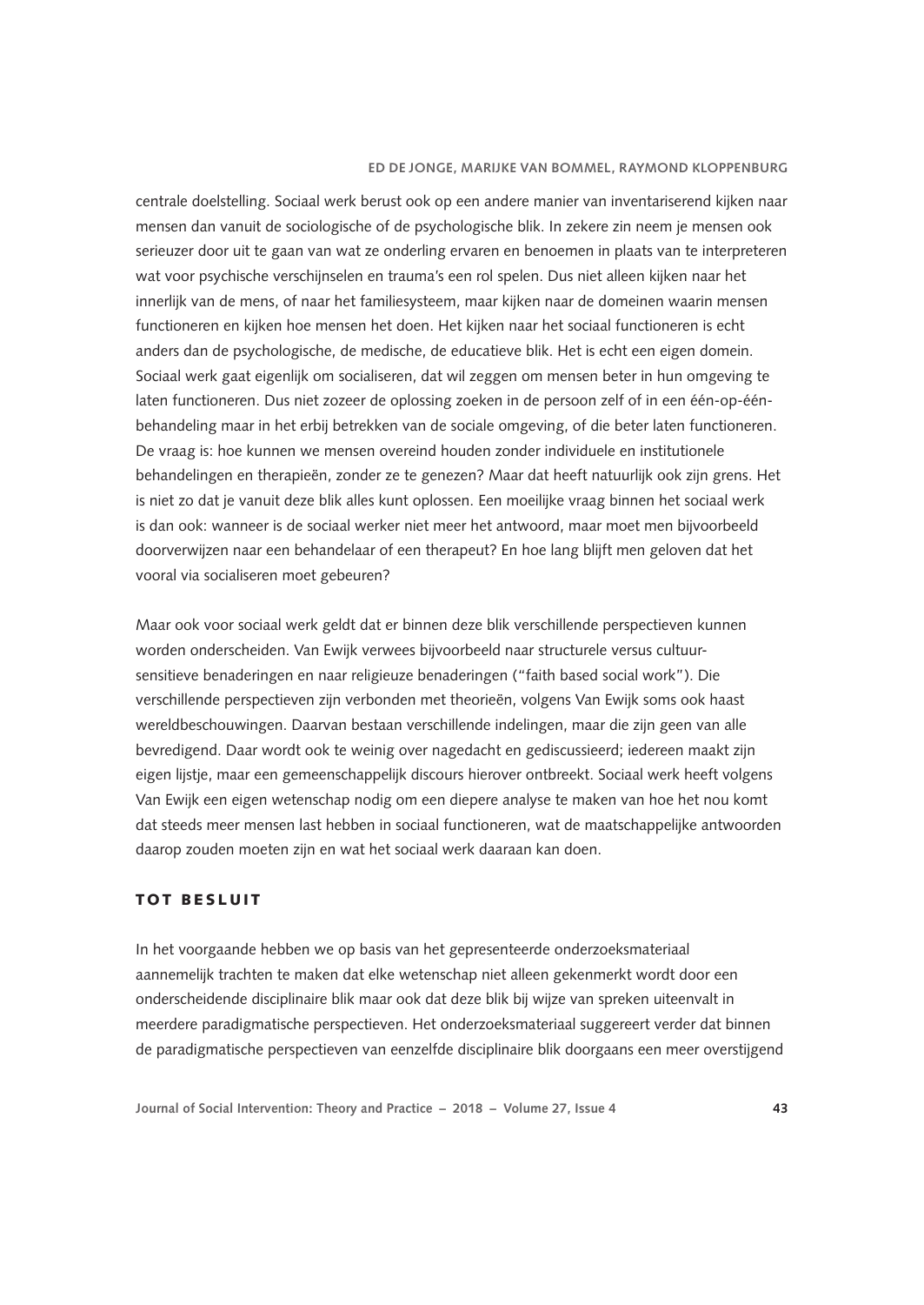centrale doelstelling. Sociaal werk berust ook op een andere manier van inventariserend kijken naar mensen dan vanuit de sociologische of de psychologische blik. In zekere zin neem je mensen ook serieuzer door uit te gaan van wat ze onderling ervaren en benoemen in plaats van te interpreteren wat voor psychische verschijnselen en trauma's een rol spelen. Dus niet alleen kijken naar het innerlijk van de mens, of naar het familiesysteem, maar kijken naar de domeinen waarin mensen functioneren en kijken hoe mensen het doen. Het kijken naar het sociaal functioneren is echt anders dan de psychologische, de medische, de educatieve blik. Het is echt een eigen domein. Sociaal werk gaat eigenlijk om socialiseren, dat wil zeggen om mensen beter in hun omgeving te laten functioneren. Dus niet zozeer de oplossing zoeken in de persoon zelf of in een één-op-één-behandeling maar in het erbij betrekken van de sociale omgeving, of die beter laten functioneren. De vraag is: hoe kunnen we mensen overeind houden zonder individuele en institutionele behandelingen en therapieën, zonder ze te genezen? Maar dat heeft natuurlijk ook zijn grens. Het is niet zo dat je vanuit deze blik alles kunt oplossen. Een moeilijke vraag binnen het sociaal werk is dan ook: wanneer is de sociaal werker niet meer het antwoord, maar moet men bijvoorbeeld doorverwijzen naar een behandelaar of een therapeut? En hoe lang blijft men geloven dat het vooral via socialiseren moet gebeuren?

Maar ook voor sociaal werk geldt dat er binnen deze blik verschillende perspectieven kunnen worden onderscheiden. Van Ewijk verwees bijvoorbeeld naar structurele versus cultuur-sensitieve benaderingen en naar religieuze benaderingen ("faith based social work"). Die verschillende perspectieven zijn verbonden met theorieën, volgens Van Ewijk soms ook haast wereldbeschouwingen. Daarvan bestaan verschillende indelingen, maar die zijn geen van alle bevredigend. Daar wordt ook te weinig over nagedacht en gediscussieerd; iedereen maakt zijn eigen lijstje, maar een gemeenschappelijk discours hierover ontbreekt. Sociaal werk heeft volgens Van Ewijk een eigen wetenschap nodig om een diepere analyse te maken van hoe het nou komt dat steeds meer mensen last hebben in sociaal functioneren, wat de maatschappelijke antwoorden daarop zouden moeten zijn en wat het sociaal werk daaraan kan doen.

## TOT BESLUIT

In het voorgaande hebben we op basis van het gepresenteerde onderzoeksmateriaal aannemelijk trachten te maken dat elke wetenschap niet alleen gekenmerkt wordt door een onderscheidende disciplinaire blik maar ook dat deze blik bij wijze van spreken uiteenvalt in meerdere paradigmatische perspectieven. Het onderzoeksmateriaal suggereert verder dat binnen de paradigmatische perspectieven van eenzelfde disciplinaire blik doorgaans een meer overstijgend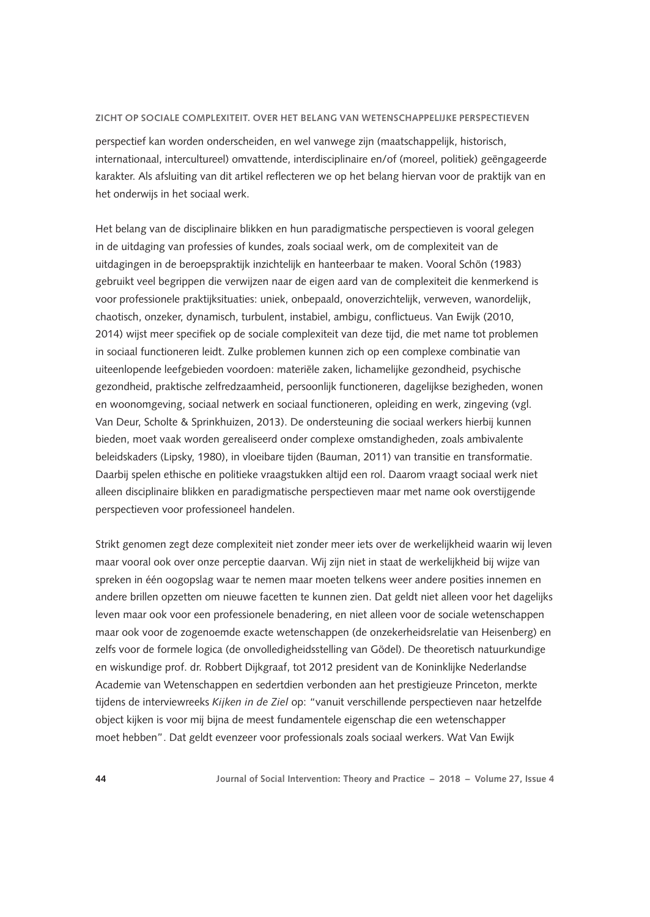perspectief kan worden onderscheiden, en wel vanwege zijn (maatschappelijk, historisch, internationaal, intercultureel) omvattende, interdisciplinaire en/of (moreel, politiek) geëngageerde karakter. Als afsluiting van dit artikel reflecteren we op het belang hiervan voor de praktijk van en het onderwijs in het sociaal werk.

Het belang van de disciplinaire blikken en hun paradigmatische perspectieven is vooral gelegen in de uitdaging van professies of kundes, zoals sociaal werk, om de complexiteit van de uitdagingen in de beroepspraktijk inzichtelijk en hanteerbaar te maken. Vooral Schön (1983) gebruikt veel begrippen die verwijzen naar de eigen aard van de complexiteit die kenmerkend is voor professionele praktijksituaties: uniek, onbepaald, onoverzichtelijk, verweven, wanordelijk, chaotisch, onzeker, dynamisch, turbulent, instabiel, ambigu, conflictueus. Van Ewijk (2010, 2014) wijst meer specifiek op de sociale complexiteit van deze tijd, die met name tot problemen in sociaal functioneren leidt. Zulke problemen kunnen zich op een complexe combinatie van uiteenlopende leefgebieden voordoen: materiële zaken, lichamelijke gezondheid, psychische gezondheid, praktische zelfredzaamheid, persoonlijk functioneren, dagelijkse bezigheden, wonen en woonomgeving, sociaal netwerk en sociaal functioneren, opleiding en werk, zingeving (vgl. Van Deur, Scholte & Sprinkhuizen, 2013). De ondersteuning die sociaal werkers hierbij kunnen bieden, moet vaak worden gerealiseerd onder complexe omstandigheden, zoals ambivalente beleidskaders (Lipsky, 1980), in vloeibare tijden (Bauman, 2011) van transitie en transformatie. Daarbij spelen ethische en politieke vraagstukken altijd een rol. Daarom vraagt sociaal werk niet alleen disciplinaire blikken en paradigmatische perspectieven maar met name ook overstijgende perspectieven voor professioneel handelen.

Strikt genomen zegt deze complexiteit niet zonder meer iets over de werkelijkheid waarin wij leven maar vooral ook over onze perceptie daarvan. Wij zijn niet in staat de werkelijkheid bij wijze van spreken in één oogopslag waar te nemen maar moeten telkens weer andere posities innemen en andere brillen opzetten om nieuwe facetten te kunnen zien. Dat geldt niet alleen voor het dagelijks leven maar ook voor een professionele benadering, en niet alleen voor de sociale wetenschappen maar ook voor de zogenoemde exacte wetenschappen (de onzekerheidsrelatie van Heisenberg) en zelfs voor de formele logica (de onvolledigheidsstelling van Gödel). De theoretisch natuurkundige en wiskundige prof. dr. Robbert Dijkgraaf, tot 2012 president van de Koninklijke Nederlandse Academie van Wetenschappen en sedertdien verbonden aan het prestigieuze Princeton, merkte tijdens de interviewreeks *Kijken in de Ziel* op: "vanuit verschillende perspectieven naar hetzelfde object kijken is voor mij bijna de meest fundamentele eigenschap die een wetenschapper moet hebben". Dat geldt evenzeer voor professionals zoals sociaal werkers. Wat Van Ewijk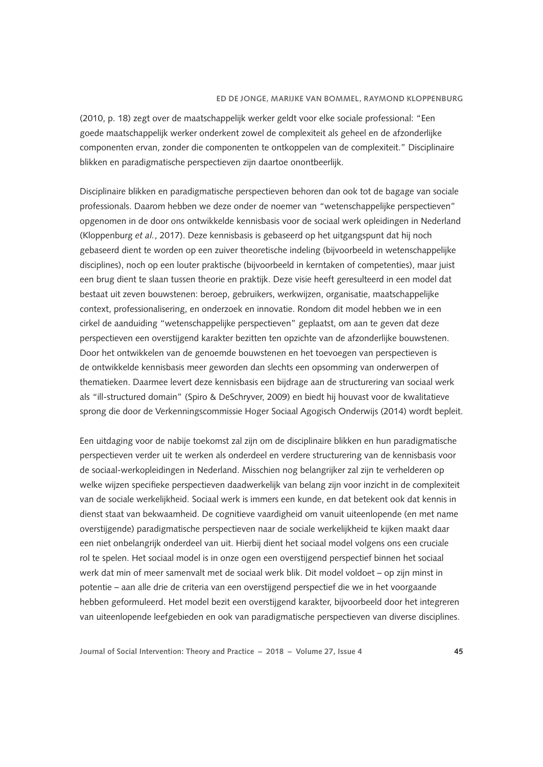(2010, p. 18) zegt over de maatschappelijk werker geldt voor elke sociale professional: "Een goede maatschappelijk werker onderkent zowel de complexiteit als geheel en de afzonderlijke componenten ervan, zonder die componenten te ontkoppelen van de complexiteit." Disciplinaire blikken en paradigmatische perspectieven zijn daartoe onontbeerlijk.

Disciplinaire blikken en paradigmatische perspectieven behoren dan ook tot de bagage van sociale professionals. Daarom hebben we deze onder de noemer van "wetenschappelijke perspectieven" opgenomen in de door ons ontwikkelde kennisbasis voor de sociaal werk opleidingen in Nederland (Kloppenburg *et al.*, 2017). Deze kennisbasis is gebaseerd op het uitgangspunt dat hij noch gebaseerd dient te worden op een zuiver theoretische indeling (bijvoorbeeld in wetenschappelijke disciplines), noch op een louter praktische (bijvoorbeeld in kerntaken of competenties), maar juist een brug dient te slaan tussen theorie en praktijk. Deze visie heeft geresulteerd in een model dat bestaat uit zeven bouwstenen: beroep, gebruikers, werkwijzen, organisatie, maatschappelijke context, professionalisering, en onderzoek en innovatie. Rondom dit model hebben we in een cirkel de aanduiding "wetenschappelijke perspectieven" geplaatst, om aan te geven dat deze perspectieven een overstijgend karakter bezitten ten opzichte van de afzonderlijke bouwstenen. Door het ontwikkelen van de genoemde bouwstenen en het toevoegen van perspectieven is de ontwikkelde kennisbasis meer geworden dan slechts een opsomming van onderwerpen of thematieken. Daarmee levert deze kennisbasis een bijdrage aan de structurering van sociaal werk als "ill-structured domain" (Spiro & DeSchryver, 2009) en biedt hij houvast voor de kwalitatieve sprong die door de Verkenningscommissie Hoger Sociaal Agogisch Onderwijs (2014) wordt bepleit.

Een uitdaging voor de nabije toekomst zal zijn om de disciplinaire blikken en hun paradigmatische perspectieven verder uit te werken als onderdeel en verdere structurering van de kennisbasis voor de sociaal-werkopleidingen in Nederland. Misschien nog belangrijker zal zijn te verhelderen op welke wijzen specifieke perspectieven daadwerkelijk van belang zijn voor inzicht in de complexiteit van de sociale werkelijkheid. Sociaal werk is immers een kunde, en dat betekent ook dat kennis in dienst staat van bekwaamheid. De cognitieve vaardigheid om vanuit uiteenlopende (en met name overstijgende) paradigmatische perspectieven naar de sociale werkelijkheid te kijken maakt daar een niet onbelangrijk onderdeel van uit. Hierbij dient het sociaal model volgens ons een cruciale rol te spelen. Het sociaal model is in onze ogen een overstijgend perspectief binnen het sociaal werk dat min of meer samenvalt met de sociaal werk blik. Dit model voldoet – op zijn minst in potentie – aan alle drie de criteria van een overstijgend perspectief die we in het voorgaande hebben geformuleerd. Het model bezit een overstijgend karakter, bijvoorbeeld door het integreren van uiteenlopende leefgebieden en ook van paradigmatische perspectieven van diverse disciplines.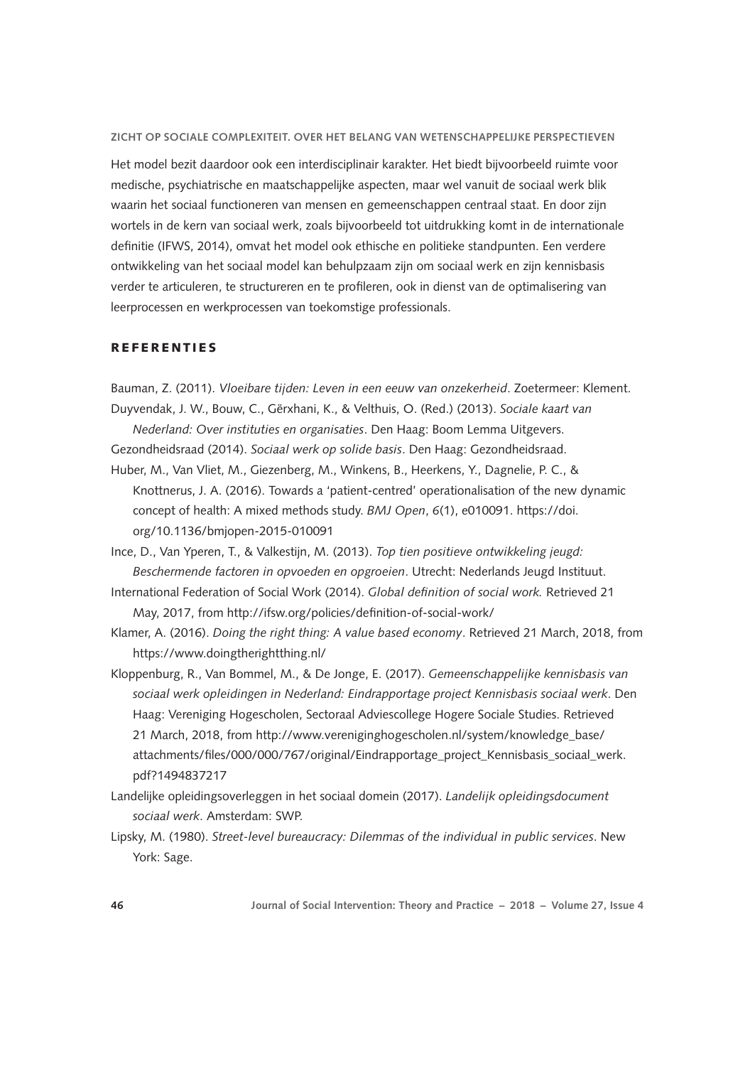Het model bezit daardoor ook een interdisciplinair karakter. Het biedt bijvoorbeeld ruimte voor medische, psychiatrische en maatschappelijke aspecten, maar wel vanuit de sociaal werk blik waarin het sociaal functioneren van mensen en gemeenschappen centraal staat. En door zijn wortels in de kern van sociaal werk, zoals bijvoorbeeld tot uitdrukking komt in de internationale definitie (IFWS, 2014), omvat het model ook ethische en politieke standpunten. Een verdere ontwikkeling van het sociaal model kan behulpzaam zijn om sociaal werk en zijn kennisbasis verder te articuleren, te structureren en te profileren, ook in dienst van de optimalisering van leerprocessen en werkprocessen van toekomstige professionals.

## REFERENTIES

Bauman, Z. (2011). *Vloeibare tijden: Leven in een eeuw van onzekerheid*. Zoetermeer: Klement.

Duyvendak, J. W., Bouw, C., Gërxhani, K., & Velthuis, O. (Red.) (2013). *Sociale kaart van Nederland: Over instituties en organisaties*. Den Haag: Boom Lemma Uitgevers.

Gezondheidsraad (2014). *Sociaal werk op solide basis*. Den Haag: Gezondheidsraad.

Huber, M., Van Vliet, M., Giezenberg, M., Winkens, B., Heerkens, Y., Dagnelie, P. C., & Knottnerus, J. A. (2016). Towards a 'patient-centred' operationalisation of the new dynamic concept of health: A mixed methods study. *BMJ Open*, *6*(1), e010091. https://doi.org/10.1136/bmjopen-2015-010091

Ince, D., Van Yperen, T., & Valkestijn, M. (2013). *Top tien positieve ontwikkeling jeugd: Beschermende factoren in opvoeden en opgroeien*. Utrecht: Nederlands Jeugd Instituut.

International Federation of Social Work (2014). *Global definition of social work.* Retrieved 21 May, 2017, from http://ifsw.org/policies/definition-of-social-work/

Klamer, A. (2016). *Doing the right thing: A value based economy*. Retrieved 21 March, 2018, from https://www.doingtherightthing.nl/

Kloppenburg, R., Van Bommel, M., & De Jonge, E. (2017). *Gemeenschappelijke kennisbasis van sociaal werk opleidingen in Nederland: Eindrapportage project Kennisbasis sociaal werk*. Den Haag: Vereniging Hogescholen, Sectoraal Adviescollege Hogere Sociale Studies. Retrieved 21 March, 2018, from http://www.vereniginghogescholen.nl/system/knowledge_base/attachments/files/000/000/767/original/Eindrapportage_project_Kennisbasis_sociaal_werk.pdf?1494837217

Landelijke opleidingsoverleggen in het sociaal domein (2017). *Landelijk opleidingsdocument sociaal werk*. Amsterdam: SWP.

Lipsky, M. (1980). *Street-level bureaucracy: Dilemmas of the individual in public services*. New York: Sage.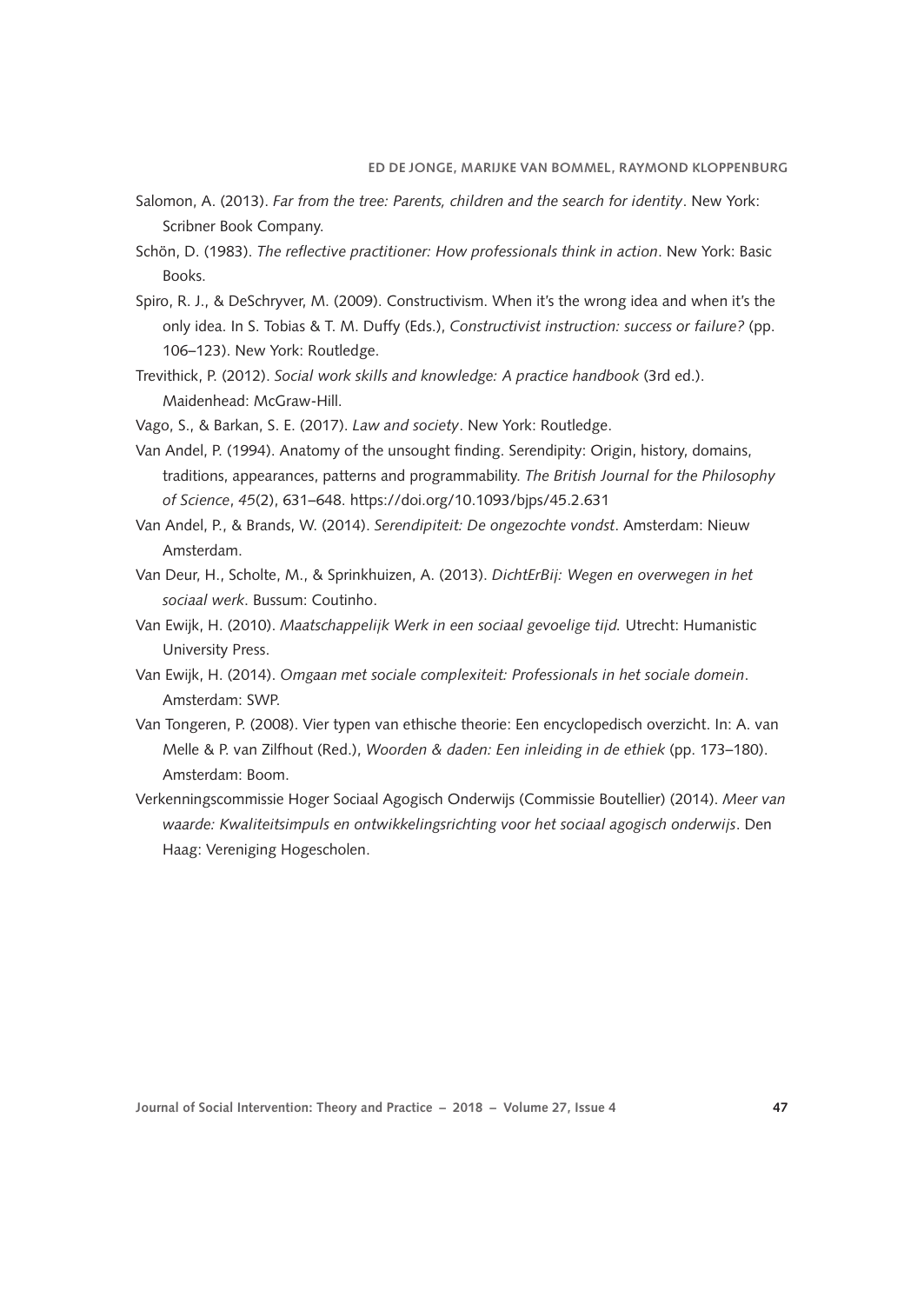Salomon, A. (2013). *Far from the tree: Parents, children and the search for identity*. New York: Scribner Book Company.

Schön, D. (1983). *The reflective practitioner: How professionals think in action*. New York: Basic Books.

Spiro, R. J., & DeSchryver, M. (2009). Constructivism. When it's the wrong idea and when it's the only idea. In S. Tobias & T. M. Duffy (Eds.), *Constructivist instruction: success or failure?* (pp. 106–123). New York: Routledge.

Trevithick, P. (2012). *Social work skills and knowledge: A practice handbook* (3rd ed.). Maidenhead: McGraw-Hill.

Vago, S., & Barkan, S. E. (2017). *Law and society*. New York: Routledge.

Van Andel, P. (1994). Anatomy of the unsought finding. Serendipity: Origin, history, domains, traditions, appearances, patterns and programmability. *The British Journal for the Philosophy of Science*, *45*(2), 631–648. https://doi.org/10.1093/bjps/45.2.631

Van Andel, P., & Brands, W. (2014). *Serendipiteit: De ongezochte vondst*. Amsterdam: Nieuw Amsterdam.

Van Deur, H., Scholte, M., & Sprinkhuizen, A. (2013). *DichtErBij: Wegen en overwegen in het sociaal werk*. Bussum: Coutinho.

Van Ewijk, H. (2010). *Maatschappelijk Werk in een sociaal gevoelige tijd.* Utrecht: Humanistic University Press.

Van Ewijk, H. (2014). *Omgaan met sociale complexiteit: Professionals in het sociale domein*. Amsterdam: SWP.

Van Tongeren, P. (2008). Vier typen van ethische theorie: Een encyclopedisch overzicht. In: A. van Melle & P. van Zilfhout (Red.), *Woorden & daden: Een inleiding in de ethiek* (pp. 173–180). Amsterdam: Boom.

Verkenningscommissie Hoger Sociaal Agogisch Onderwijs (Commissie Boutellier) (2014). *Meer van waarde: Kwaliteitsimpuls en ontwikkelingsrichting voor het sociaal agogisch onderwijs*. Den Haag: Vereniging Hogescholen.